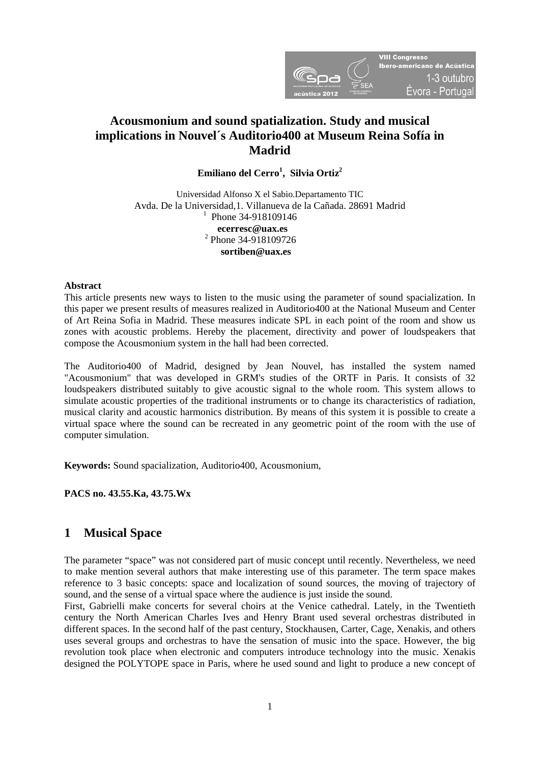# Acousmonium and sound spatialization. Study and musical implications in Nouvel´s Auditorio400 at Museum Reina Sofía in Madrid

**Emiliano del Cerro[1], Silvia Ortiz[2]**

Universidad Alfonso X el Sabio.Departamento TIC
Avda. De la Universidad,1. Villanueva de la Cañada. 28691 Madrid
[1] Phone 34-918109146
**ecerresc@uax.es**
[2] Phone 34-918109726
**sortiben@uax.es**

**Abstract**

This article presents new ways to listen to the music using the parameter of sound spacialization. In this paper we present results of measures realized in Auditorio400 at the National Museum and Center of Art Reina Sofia in Madrid. These measures indicate SPL in each point of the room and show us zones with acoustic problems. Hereby the placement, directivity and power of loudspeakers that compose the Acousmonium system in the hall had been corrected.

The Auditorio400 of Madrid, designed by Jean Nouvel, has installed the system named "Acousmonium" that was developed in GRM's studies of the ORTF in Paris. It consists of 32 loudspeakers distributed suitably to give acoustic signal to the whole room. This system allows to simulate acoustic properties of the traditional instruments or to change its characteristics of radiation, musical clarity and acoustic harmonics distribution. By means of this system it is possible to create a virtual space where the sound can be recreated in any geometric point of the room with the use of computer simulation.

**Keywords:** Sound spacialization, Auditorio400, Acousmonium,

**PACS no. 43.55.Ka, 43.75.Wx**

## 1 Musical Space

The parameter "space" was not considered part of music concept until recently. Nevertheless, we need to make mention several authors that make interesting use of this parameter. The term space makes reference to 3 basic concepts: space and localization of sound sources, the moving of trajectory of sound, and the sense of a virtual space where the audience is just inside the sound.

First, Gabrielli make concerts for several choirs at the Venice cathedral. Lately, in the Twentieth century the North American Charles Ives and Henry Brant used several orchestras distributed in different spaces. In the second half of the past century, Stockhausen, Carter, Cage, Xenakis, and others uses several groups and orchestras to have the sensation of music into the space. However, the big revolution took place when electronic and computers introduce technology into the music. Xenakis designed the POLYTOPE space in Paris, where he used sound and light to produce a new concept of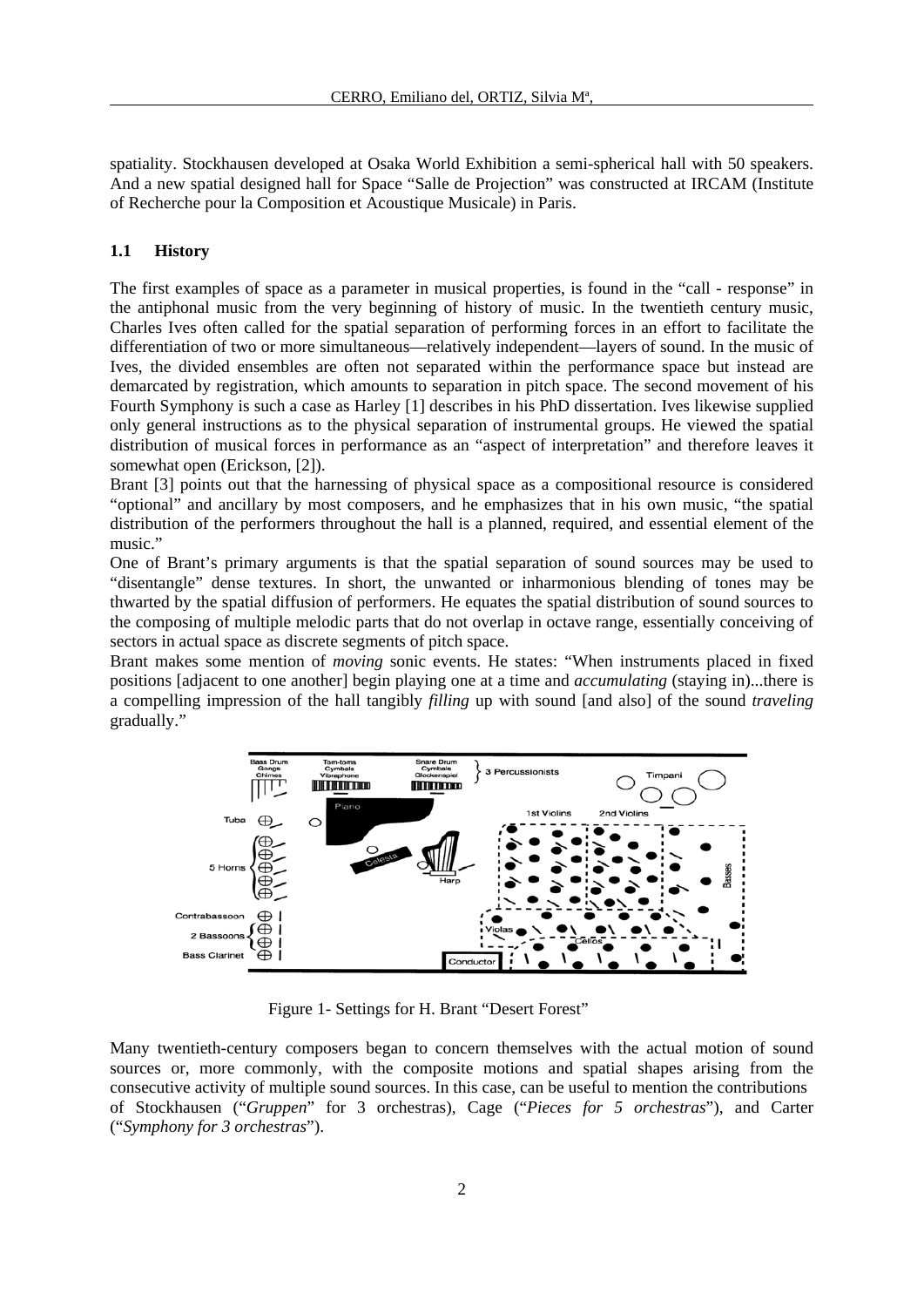spatiality. Stockhausen developed at Osaka World Exhibition a semi-spherical hall with 50 speakers. And a new spatial designed hall for Space "Salle de Projection" was constructed at IRCAM (Institute of Recherche pour la Composition et Acoustique Musicale) in Paris.

## 1.1 History

The first examples of space as a parameter in musical properties, is found in the "call - response" in the antiphonal music from the very beginning of history of music. In the twentieth century music, Charles Ives often called for the spatial separation of performing forces in an effort to facilitate the differentiation of two or more simultaneous—relatively independent—layers of sound. In the music of Ives, the divided ensembles are often not separated within the performance space but instead are demarcated by registration, which amounts to separation in pitch space. The second movement of his Fourth Symphony is such a case as Harley [1] describes in his PhD dissertation. Ives likewise supplied only general instructions as to the physical separation of instrumental groups. He viewed the spatial distribution of musical forces in performance as an "aspect of interpretation" and therefore leaves it somewhat open (Erickson, [2]).

Brant [3] points out that the harnessing of physical space as a compositional resource is considered "optional" and ancillary by most composers, and he emphasizes that in his own music, "the spatial distribution of the performers throughout the hall is a planned, required, and essential element of the music."

One of Brant's primary arguments is that the spatial separation of sound sources may be used to "disentangle" dense textures. In short, the unwanted or inharmonious blending of tones may be thwarted by the spatial diffusion of performers. He equates the spatial distribution of sound sources to the composing of multiple melodic parts that do not overlap in octave range, essentially conceiving of sectors in actual space as discrete segments of pitch space.

Brant makes some mention of *moving* sonic events. He states: "When instruments placed in fixed positions [adjacent to one another] begin playing one at a time and *accumulating* (staying in)...there is a compelling impression of the hall tangibly *filling* up with sound [and also] of the sound *traveling* gradually."

Figure 1- Settings for H. Brant "Desert Forest"

Many twentieth-century composers began to concern themselves with the actual motion of sound sources or, more commonly, with the composite motions and spatial shapes arising from the consecutive activity of multiple sound sources. In this case, can be useful to mention the contributions of Stockhausen ("*Gruppen*" for 3 orchestras), Cage ("*Pieces for 5 orchestras*"), and Carter ("*Symphony for 3 orchestras*").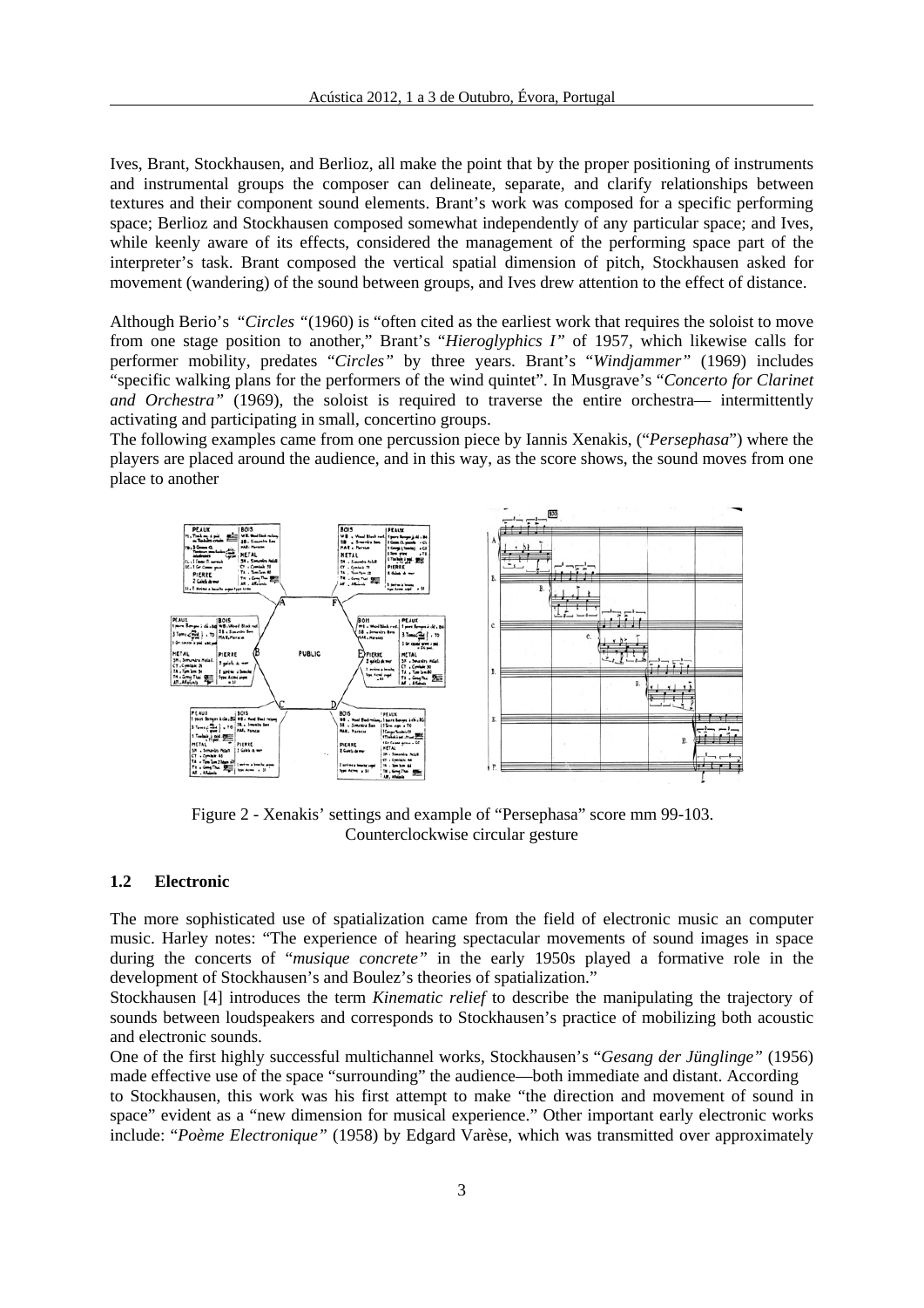Ives, Brant, Stockhausen, and Berlioz, all make the point that by the proper positioning of instruments and instrumental groups the composer can delineate, separate, and clarify relationships between textures and their component sound elements. Brant's work was composed for a specific performing space; Berlioz and Stockhausen composed somewhat independently of any particular space; and Ives, while keenly aware of its effects, considered the management of the performing space part of the interpreter's task. Brant composed the vertical spatial dimension of pitch, Stockhausen asked for movement (wandering) of the sound between groups, and Ives drew attention to the effect of distance.

Although Berio's "*Circles* "(1960) is "often cited as the earliest work that requires the soloist to move from one stage position to another," Brant's "*Hieroglyphics I"* of 1957, which likewise calls for performer mobility, predates "*Circles"* by three years. Brant's "*Windjammer"* (1969) includes "specific walking plans for the performers of the wind quintet". In Musgrave's "*Concerto for Clarinet and Orchestra"* (1969), the soloist is required to traverse the entire orchestra— intermittently activating and participating in small, concertino groups.

The following examples came from one percussion piece by Iannis Xenakis, ("*Persephasa*") where the players are placed around the audience, and in this way, as the score shows, the sound moves from one place to another

Figure 2 - Xenakis' settings and example of "Persephasa" score mm 99-103. Counterclockwise circular gesture

### 1.2 Electronic

The more sophisticated use of spatialization came from the field of electronic music an computer music. Harley notes: "The experience of hearing spectacular movements of sound images in space during the concerts of "*musique concrete"* in the early 1950s played a formative role in the development of Stockhausen's and Boulez's theories of spatialization."

Stockhausen [4] introduces the term *Kinematic relief* to describe the manipulating the trajectory of sounds between loudspeakers and corresponds to Stockhausen's practice of mobilizing both acoustic and electronic sounds.

One of the first highly successful multichannel works, Stockhausen's "*Gesang der Jünglinge"* (1956) made effective use of the space "surrounding" the audience—both immediate and distant. According to Stockhausen, this work was his first attempt to make "the direction and movement of sound in space" evident as a "new dimension for musical experience." Other important early electronic works include: "*Poème Electronique"* (1958) by Edgard Varèse, which was transmitted over approximately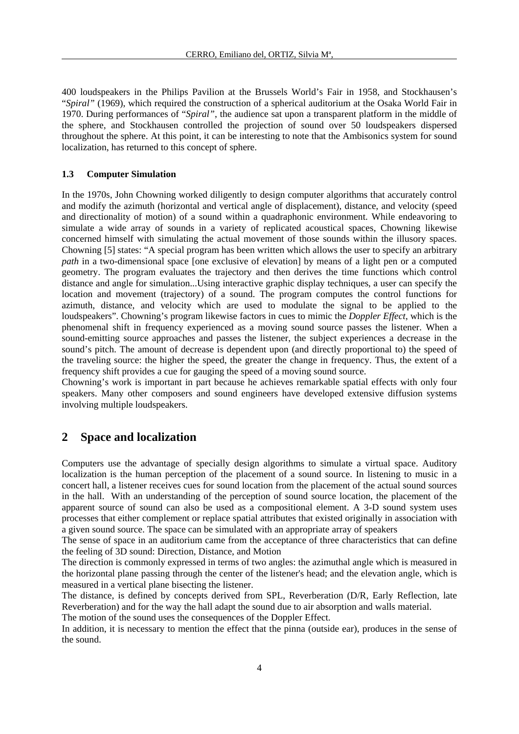400 loudspeakers in the Philips Pavilion at the Brussels World's Fair in 1958, and Stockhausen's "*Spiral"* (1969), which required the construction of a spherical auditorium at the Osaka World Fair in 1970. During performances of "*Spiral"*, the audience sat upon a transparent platform in the middle of the sphere, and Stockhausen controlled the projection of sound over 50 loudspeakers dispersed throughout the sphere. At this point, it can be interesting to note that the Ambisonics system for sound localization, has returned to this concept of sphere.

### 1.3 Computer Simulation

In the 1970s, John Chowning worked diligently to design computer algorithms that accurately control and modify the azimuth (horizontal and vertical angle of displacement), distance, and velocity (speed and directionality of motion) of a sound within a quadraphonic environment. While endeavoring to simulate a wide array of sounds in a variety of replicated acoustical spaces, Chowning likewise concerned himself with simulating the actual movement of those sounds within the illusory spaces. Chowning [5] states: "A special program has been written which allows the user to specify an arbitrary *path* in a two-dimensional space [one exclusive of elevation] by means of a light pen or a computed geometry. The program evaluates the trajectory and then derives the time functions which control distance and angle for simulation...Using interactive graphic display techniques, a user can specify the location and movement (trajectory) of a sound. The program computes the control functions for azimuth, distance, and velocity which are used to modulate the signal to be applied to the loudspeakers". Chowning's program likewise factors in cues to mimic the *Doppler Effect*, which is the phenomenal shift in frequency experienced as a moving sound source passes the listener. When a sound-emitting source approaches and passes the listener, the subject experiences a decrease in the sound's pitch. The amount of decrease is dependent upon (and directly proportional to) the speed of the traveling source: the higher the speed, the greater the change in frequency. Thus, the extent of a frequency shift provides a cue for gauging the speed of a moving sound source.
Chowning's work is important in part because he achieves remarkable spatial effects with only four speakers. Many other composers and sound engineers have developed extensive diffusion systems involving multiple loudspeakers.

## 2 Space and localization

Computers use the advantage of specially design algorithms to simulate a virtual space. Auditory localization is the human perception of the placement of a sound source. In listening to music in a concert hall, a listener receives cues for sound location from the placement of the actual sound sources in the hall. With an understanding of the perception of sound source location, the placement of the apparent source of sound can also be used as a compositional element. A 3-D sound system uses processes that either complement or replace spatial attributes that existed originally in association with a given sound source. The space can be simulated with an appropriate array of speakers
The sense of space in an auditorium came from the acceptance of three characteristics that can define the feeling of 3D sound: Direction, Distance, and Motion
The direction is commonly expressed in terms of two angles: the azimuthal angle which is measured in the horizontal plane passing through the center of the listener's head; and the elevation angle, which is measured in a vertical plane bisecting the listener.
The distance, is defined by concepts derived from SPL, Reverberation (D/R, Early Reflection, late Reverberation) and for the way the hall adapt the sound due to air absorption and walls material.
The motion of the sound uses the consequences of the Doppler Effect.
In addition, it is necessary to mention the effect that the pinna (outside ear), produces in the sense of the sound.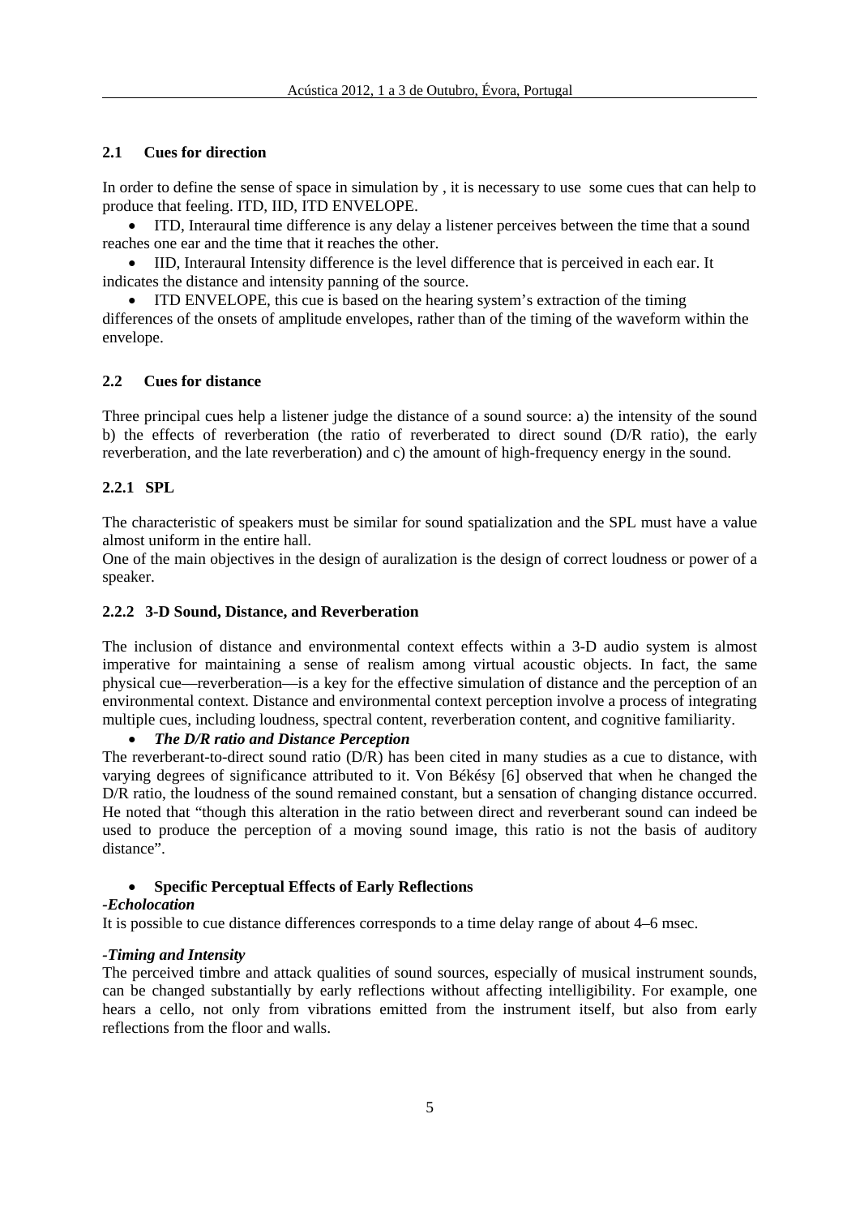### 2.1 Cues for direction

In order to define the sense of space in simulation by , it is necessary to use some cues that can help to produce that feeling. ITD, IID, ITD ENVELOPE.

- ITD, Interaural time difference is any delay a listener perceives between the time that a sound reaches one ear and the time that it reaches the other.
- IID, Interaural Intensity difference is the level difference that is perceived in each ear. It indicates the distance and intensity panning of the source.
- ITD ENVELOPE, this cue is based on the hearing system's extraction of the timing differences of the onsets of amplitude envelopes, rather than of the timing of the waveform within the envelope.

### 2.2 Cues for distance

Three principal cues help a listener judge the distance of a sound source: a) the intensity of the sound b) the effects of reverberation (the ratio of reverberated to direct sound (D/R ratio), the early reverberation, and the late reverberation) and c) the amount of high-frequency energy in the sound.

#### 2.2.1 SPL

The characteristic of speakers must be similar for sound spatialization and the SPL must have a value almost uniform in the entire hall.

One of the main objectives in the design of auralization is the design of correct loudness or power of a speaker.

#### 2.2.2 3-D Sound, Distance, and Reverberation

The inclusion of distance and environmental context effects within a 3-D audio system is almost imperative for maintaining a sense of realism among virtual acoustic objects. In fact, the same physical cue—reverberation—is a key for the effective simulation of distance and the perception of an environmental context. Distance and environmental context perception involve a process of integrating multiple cues, including loudness, spectral content, reverberation content, and cognitive familiarity.

- ***The D/R ratio and Distance Perception***

The reverberant-to-direct sound ratio (D/R) has been cited in many studies as a cue to distance, with varying degrees of significance attributed to it. Von Békésy [6] observed that when he changed the D/R ratio, the loudness of the sound remained constant, but a sensation of changing distance occurred. He noted that "though this alteration in the ratio between direct and reverberant sound can indeed be used to produce the perception of a moving sound image, this ratio is not the basis of auditory distance".

- **Specific Perceptual Effects of Early Reflections**

***-Echolocation***

It is possible to cue distance differences corresponds to a time delay range of about 4–6 msec.

***-Timing and Intensity***

The perceived timbre and attack qualities of sound sources, especially of musical instrument sounds, can be changed substantially by early reflections without affecting intelligibility. For example, one hears a cello, not only from vibrations emitted from the instrument itself, but also from early reflections from the floor and walls.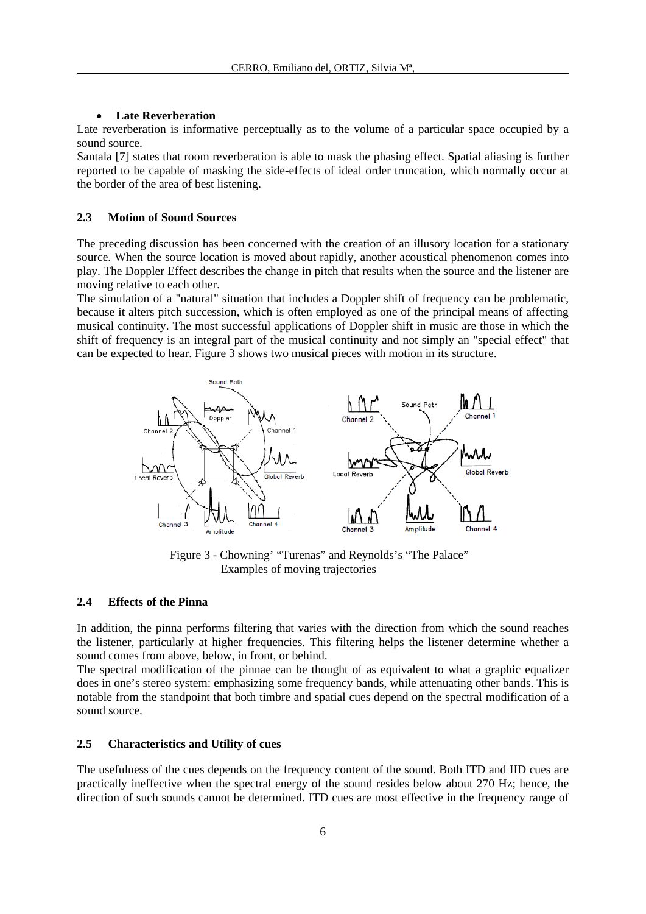- **Late Reverberation**

Late reverberation is informative perceptually as to the volume of a particular space occupied by a sound source.

Santala [7] states that room reverberation is able to mask the phasing effect. Spatial aliasing is further reported to be capable of masking the side-effects of ideal order truncation, which normally occur at the border of the area of best listening.

### 2.3 Motion of Sound Sources

The preceding discussion has been concerned with the creation of an illusory location for a stationary source. When the source location is moved about rapidly, another acoustical phenomenon comes into play. The Doppler Effect describes the change in pitch that results when the source and the listener are moving relative to each other.

The simulation of a "natural" situation that includes a Doppler shift of frequency can be problematic, because it alters pitch succession, which is often employed as one of the principal means of affecting musical continuity. The most successful applications of Doppler shift in music are those in which the shift of frequency is an integral part of the musical continuity and not simply an "special effect" that can be expected to hear. Figure 3 shows two musical pieces with motion in its structure.

Figure 3 - Chowning' "Turenas" and Reynolds's "The Palace"
Examples of moving trajectories

### 2.4 Effects of the Pinna

In addition, the pinna performs filtering that varies with the direction from which the sound reaches the listener, particularly at higher frequencies. This filtering helps the listener determine whether a sound comes from above, below, in front, or behind.

The spectral modification of the pinnae can be thought of as equivalent to what a graphic equalizer does in one's stereo system: emphasizing some frequency bands, while attenuating other bands. This is notable from the standpoint that both timbre and spatial cues depend on the spectral modification of a sound source.

### 2.5 Characteristics and Utility of cues

The usefulness of the cues depends on the frequency content of the sound. Both ITD and IID cues are practically ineffective when the spectral energy of the sound resides below about 270 Hz; hence, the direction of such sounds cannot be determined. ITD cues are most effective in the frequency range of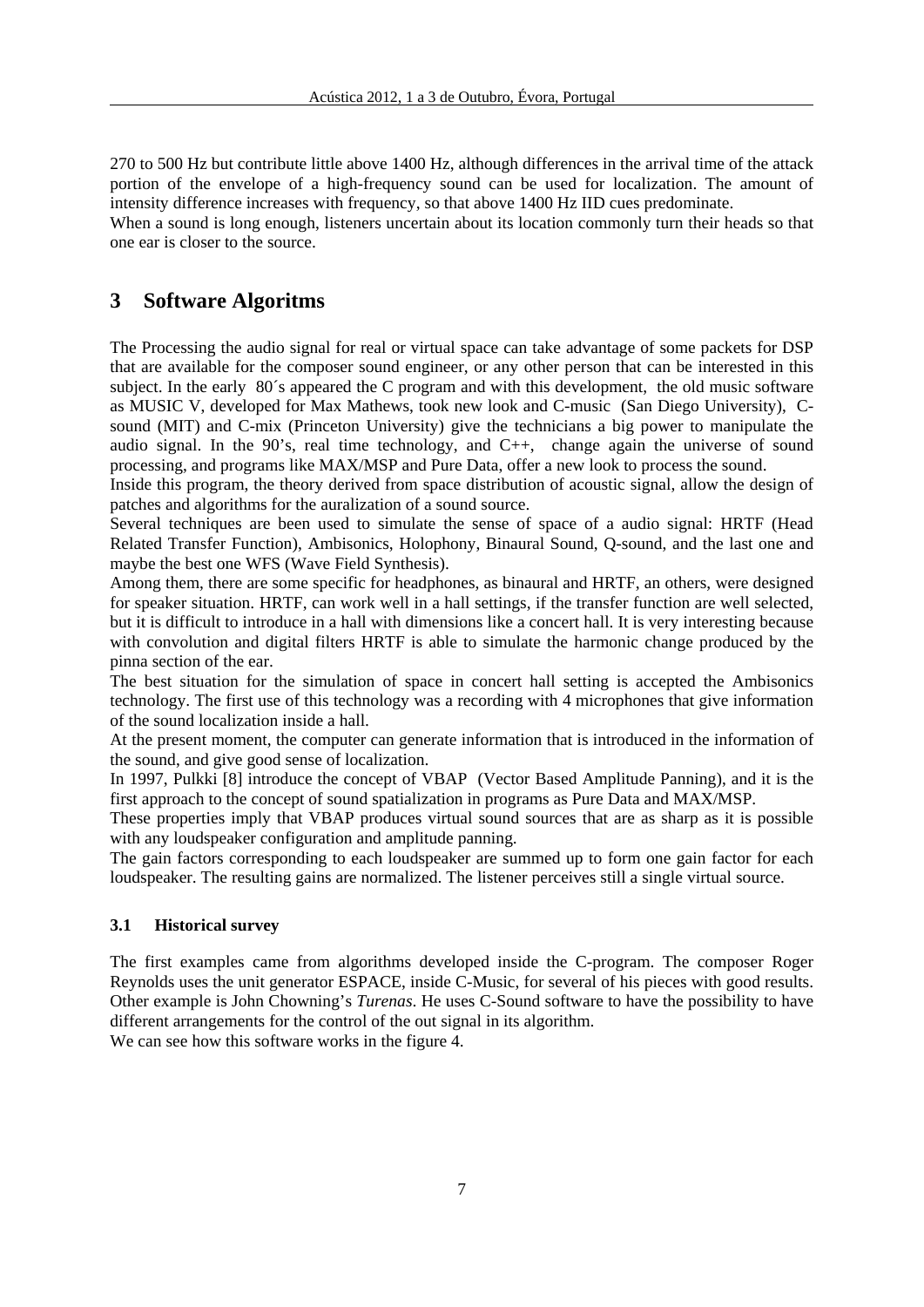270 to 500 Hz but contribute little above 1400 Hz, although differences in the arrival time of the attack portion of the envelope of a high-frequency sound can be used for localization. The amount of intensity difference increases with frequency, so that above 1400 Hz IID cues predominate.

When a sound is long enough, listeners uncertain about its location commonly turn their heads so that one ear is closer to the source.

## 3 Software Algoritms

The Processing the audio signal for real or virtual space can take advantage of some packets for DSP that are available for the composer sound engineer, or any other person that can be interested in this subject. In the early 80´s appeared the C program and with this development, the old music software as MUSIC V, developed for Max Mathews, took new look and C-music (San Diego University), C-sound (MIT) and C-mix (Princeton University) give the technicians a big power to manipulate the audio signal. In the 90's, real time technology, and C++, change again the universe of sound processing, and programs like MAX/MSP and Pure Data, offer a new look to process the sound.

Inside this program, the theory derived from space distribution of acoustic signal, allow the design of patches and algorithms for the auralization of a sound source.

Several techniques are been used to simulate the sense of space of a audio signal: HRTF (Head Related Transfer Function), Ambisonics, Holophony, Binaural Sound, Q-sound, and the last one and maybe the best one WFS (Wave Field Synthesis).

Among them, there are some specific for headphones, as binaural and HRTF, an others, were designed for speaker situation. HRTF, can work well in a hall settings, if the transfer function are well selected, but it is difficult to introduce in a hall with dimensions like a concert hall. It is very interesting because with convolution and digital filters HRTF is able to simulate the harmonic change produced by the pinna section of the ear.

The best situation for the simulation of space in concert hall setting is accepted the Ambisonics technology. The first use of this technology was a recording with 4 microphones that give information of the sound localization inside a hall.

At the present moment, the computer can generate information that is introduced in the information of the sound, and give good sense of localization.

In 1997, Pulkki [8] introduce the concept of VBAP (Vector Based Amplitude Panning), and it is the first approach to the concept of sound spatialization in programs as Pure Data and MAX/MSP.

These properties imply that VBAP produces virtual sound sources that are as sharp as it is possible with any loudspeaker configuration and amplitude panning.

The gain factors corresponding to each loudspeaker are summed up to form one gain factor for each loudspeaker. The resulting gains are normalized. The listener perceives still a single virtual source.

### 3.1 Historical survey

The first examples came from algorithms developed inside the C-program. The composer Roger Reynolds uses the unit generator ESPACE, inside C-Music, for several of his pieces with good results. Other example is John Chowning's *Turenas*. He uses C-Sound software to have the possibility to have different arrangements for the control of the out signal in its algorithm.

We can see how this software works in the figure 4.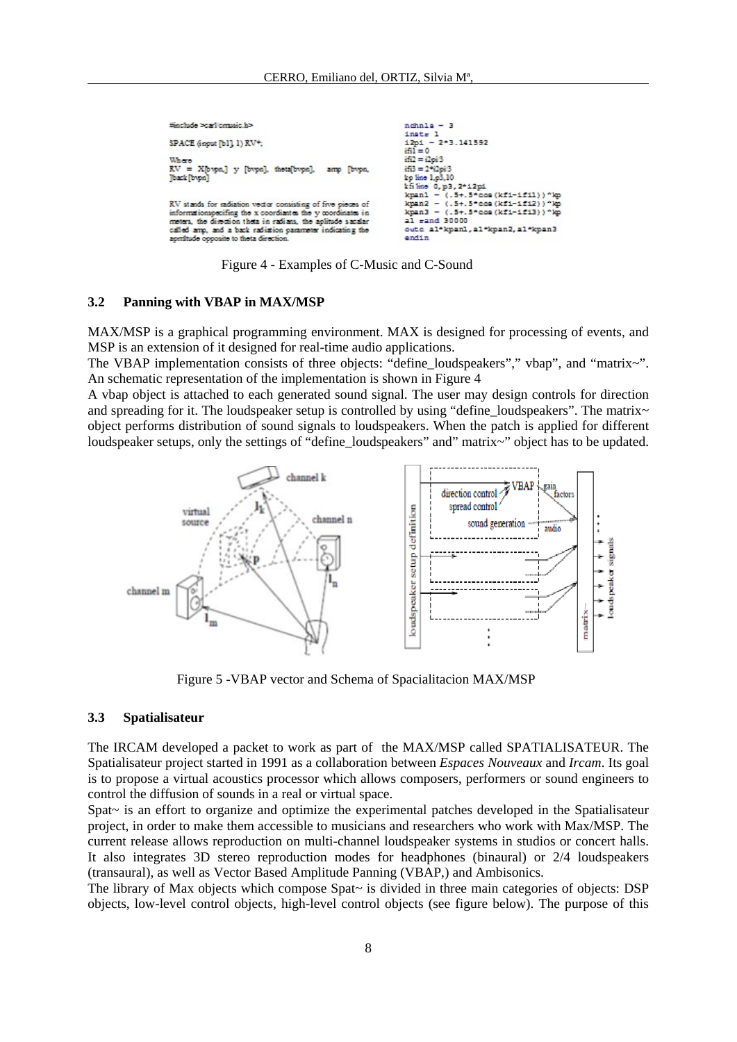```
#include >carl/cmusic.h>

SPACE (input [b1], 1) RV*;

Where
RV = X[bvpn,] y [bvpn], theta[bvpn], amp [bvpn,
]back[bvpn]

RV stands for radiation vector consisting of five pieces of
informationspecifing the x coordiantes the y coordinates in
meters, the direction theta in radians, the aplitude sacalar
called amp, and a back radiation parameter indicating the
aprritude opposite to theta direction.
```

```
nchnls = 3
instr 1
i2pi = 2*3.141592
ifi1 = 0
ifi2 = i2pi/3
ifi3 = 2*i2pi/3
kp line 1,p3,10
kfi line 0,p3,2*i2pi
kpan1 = (.5+.5*cos(kfi-ifi1))^kp
kpan2 = (.5+.5*cos(kfi-ifi2))^kp
kpan3 = (.5+.5*cos(kfi-ifi3))^kp
a1 rand 30000
outc a1*kpan1,a1*kpan2,a1*kpan3
endin
```

Figure 4 - Examples of C-Music and C-Sound

### 3.2 Panning with VBAP in MAX/MSP

MAX/MSP is a graphical programming environment. MAX is designed for processing of events, and MSP is an extension of it designed for real-time audio applications.
The VBAP implementation consists of three objects: "define_loudspeakers"," vbap", and "matrix~". An schematic representation of the implementation is shown in Figure 4
A vbap object is attached to each generated sound signal. The user may design controls for direction and spreading for it. The loudspeaker setup is controlled by using "define_loudspeakers". The matrix~ object performs distribution of sound signals to loudspeakers. When the patch is applied for different loudspeaker setups, only the settings of "define_loudspeakers" and" matrix~" object has to be updated.

Figure 5 -VBAP vector and Schema of Spacialitacion MAX/MSP

### 3.3 Spatialisateur

The IRCAM developed a packet to work as part of the MAX/MSP called SPATIALISATEUR. The Spatialisateur project started in 1991 as a collaboration between *Espaces Nouveaux* and *Ircam*. Its goal is to propose a virtual acoustics processor which allows composers, performers or sound engineers to control the diffusion of sounds in a real or virtual space.
Spat~ is an effort to organize and optimize the experimental patches developed in the Spatialisateur project, in order to make them accessible to musicians and researchers who work with Max/MSP. The current release allows reproduction on multi-channel loudspeaker systems in studios or concert halls. It also integrates 3D stereo reproduction modes for headphones (binaural) or 2/4 loudspeakers (transaural), as well as Vector Based Amplitude Panning (VBAP,) and Ambisonics.
The library of Max objects which compose Spat~ is divided in three main categories of objects: DSP objects, low-level control objects, high-level control objects (see figure below). The purpose of this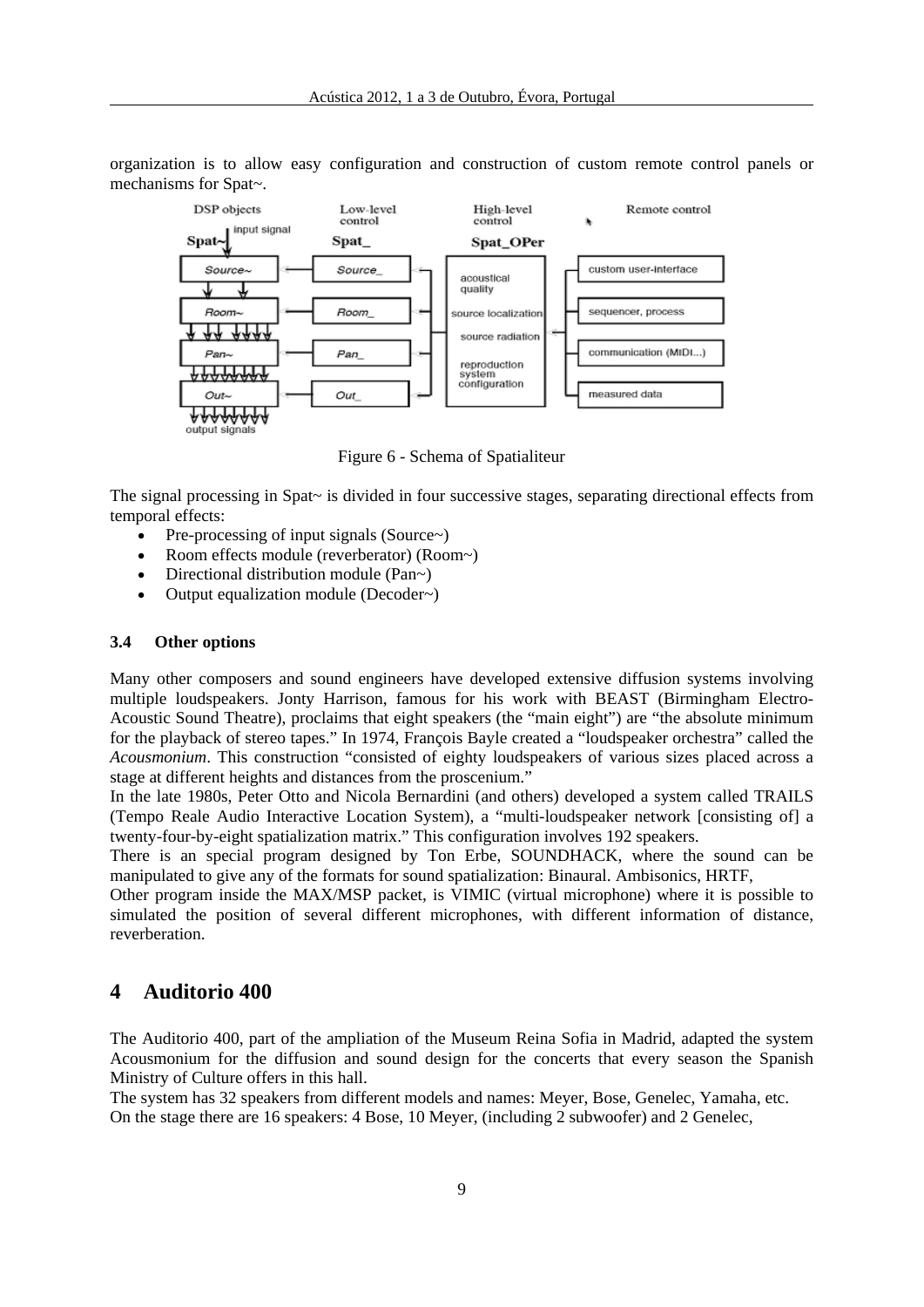organization is to allow easy configuration and construction of custom remote control panels or mechanisms for Spat~.

Figure 6 - Schema of Spatialiteur

The signal processing in Spat~ is divided in four successive stages, separating directional effects from temporal effects:

- Pre-processing of input signals (Source~)
- Room effects module (reverberator) (Room~)
- Directional distribution module (Pan~)
- Output equalization module (Decoder~)

### 3.4 Other options

Many other composers and sound engineers have developed extensive diffusion systems involving multiple loudspeakers. Jonty Harrison, famous for his work with BEAST (Birmingham Electro-Acoustic Sound Theatre), proclaims that eight speakers (the "main eight") are "the absolute minimum for the playback of stereo tapes." In 1974, François Bayle created a "loudspeaker orchestra" called the *Acousmonium*. This construction "consisted of eighty loudspeakers of various sizes placed across a stage at different heights and distances from the proscenium."

In the late 1980s, Peter Otto and Nicola Bernardini (and others) developed a system called TRAILS (Tempo Reale Audio Interactive Location System), a "multi-loudspeaker network [consisting of] a twenty-four-by-eight spatialization matrix." This configuration involves 192 speakers.

There is an special program designed by Ton Erbe, SOUNDHACK, where the sound can be manipulated to give any of the formats for sound spatialization: Binaural. Ambisonics, HRTF,

Other program inside the MAX/MSP packet, is VIMIC (virtual microphone) where it is possible to simulated the position of several different microphones, with different information of distance, reverberation.

## 4 Auditorio 400

The Auditorio 400, part of the ampliation of the Museum Reina Sofia in Madrid, adapted the system Acousmonium for the diffusion and sound design for the concerts that every season the Spanish Ministry of Culture offers in this hall.

The system has 32 speakers from different models and names: Meyer, Bose, Genelec, Yamaha, etc.

On the stage there are 16 speakers: 4 Bose, 10 Meyer, (including 2 subwoofer) and 2 Genelec,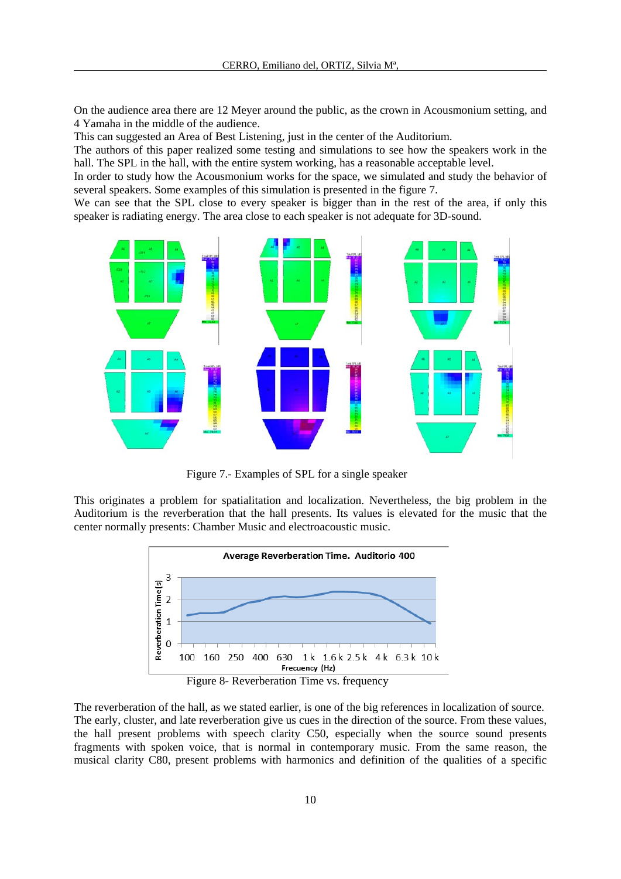On the audience area there are 12 Meyer around the public, as the crown in Acousmonium setting, and 4 Yamaha in the middle of the audience.
This can suggested an Area of Best Listening, just in the center of the Auditorium.
The authors of this paper realized some testing and simulations to see how the speakers work in the hall. The SPL in the hall, with the entire system working, has a reasonable acceptable level.
In order to study how the Acousmonium works for the space, we simulated and study the behavior of several speakers. Some examples of this simulation is presented in the figure 7.
We can see that the SPL close to every speaker is bigger than in the rest of the area, if only this speaker is radiating energy. The area close to each speaker is not adequate for 3D-sound.

Figure 7.- Examples of SPL for a single speaker

This originates a problem for spatialitation and localization. Nevertheless, the big problem in the Auditorium is the reverberation that the hall presents. Its values is elevated for the music that the center normally presents: Chamber Music and electroacoustic music.

Figure 8- Reverberation Time vs. frequency

The reverberation of the hall, as we stated earlier, is one of the big references in localization of source. The early, cluster, and late reverberation give us cues in the direction of the source. From these values, the hall present problems with speech clarity C50, especially when the source sound presents fragments with spoken voice, that is normal in contemporary music. From the same reason, the musical clarity C80, present problems with harmonics and definition of the qualities of a specific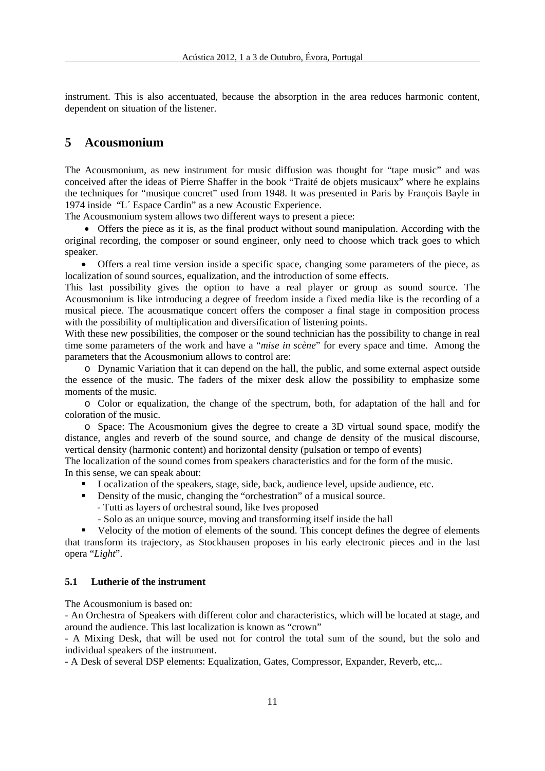instrument. This is also accentuated, because the absorption in the area reduces harmonic content, dependent on situation of the listener.

# 5 Acousmonium

The Acousmonium, as new instrument for music diffusion was thought for "tape music" and was conceived after the ideas of Pierre Shaffer in the book "Traité de objets musicaux" where he explains the techniques for "musique concret" used from 1948. It was presented in Paris by François Bayle in 1974 inside "L´ Espace Cardin" as a new Acoustic Experience.

The Acousmonium system allows two different ways to present a piece:

- Offers the piece as it is, as the final product without sound manipulation. According with the original recording, the composer or sound engineer, only need to choose which track goes to which speaker.
- Offers a real time version inside a specific space, changing some parameters of the piece, as localization of sound sources, equalization, and the introduction of some effects.

This last possibility gives the option to have a real player or group as sound source. The Acousmonium is like introducing a degree of freedom inside a fixed media like is the recording of a musical piece. The acousmatique concert offers the composer a final stage in composition process with the possibility of multiplication and diversification of listening points.

With these new possibilities, the composer or the sound technician has the possibility to change in real time some parameters of the work and have a "*mise in scène*" for every space and time. Among the parameters that the Acousmonium allows to control are:

- Dynamic Variation that it can depend on the hall, the public, and some external aspect outside the essence of the music. The faders of the mixer desk allow the possibility to emphasize some moments of the music.
- Color or equalization, the change of the spectrum, both, for adaptation of the hall and for coloration of the music.
- Space: The Acousmonium gives the degree to create a 3D virtual sound space, modify the distance, angles and reverb of the sound source, and change de density of the musical discourse, vertical density (harmonic content) and horizontal density (pulsation or tempo of events)

The localization of the sound comes from speakers characteristics and for the form of the music.

In this sense, we can speak about:

- Localization of the speakers, stage, side, back, audience level, upside audience, etc.
- Density of the music, changing the "orchestration" of a musical source.
  - Tutti as layers of orchestral sound, like Ives proposed
  - Solo as an unique source, moving and transforming itself inside the hall
- Velocity of the motion of elements of the sound. This concept defines the degree of elements that transform its trajectory, as Stockhausen proposes in his early electronic pieces and in the last opera "*Light*".

## 5.1 Lutherie of the instrument

The Acousmonium is based on:

- An Orchestra of Speakers with different color and characteristics, which will be located at stage, and around the audience. This last localization is known as "crown"
- A Mixing Desk, that will be used not for control the total sum of the sound, but the solo and individual speakers of the instrument.
- A Desk of several DSP elements: Equalization, Gates, Compressor, Expander, Reverb, etc,..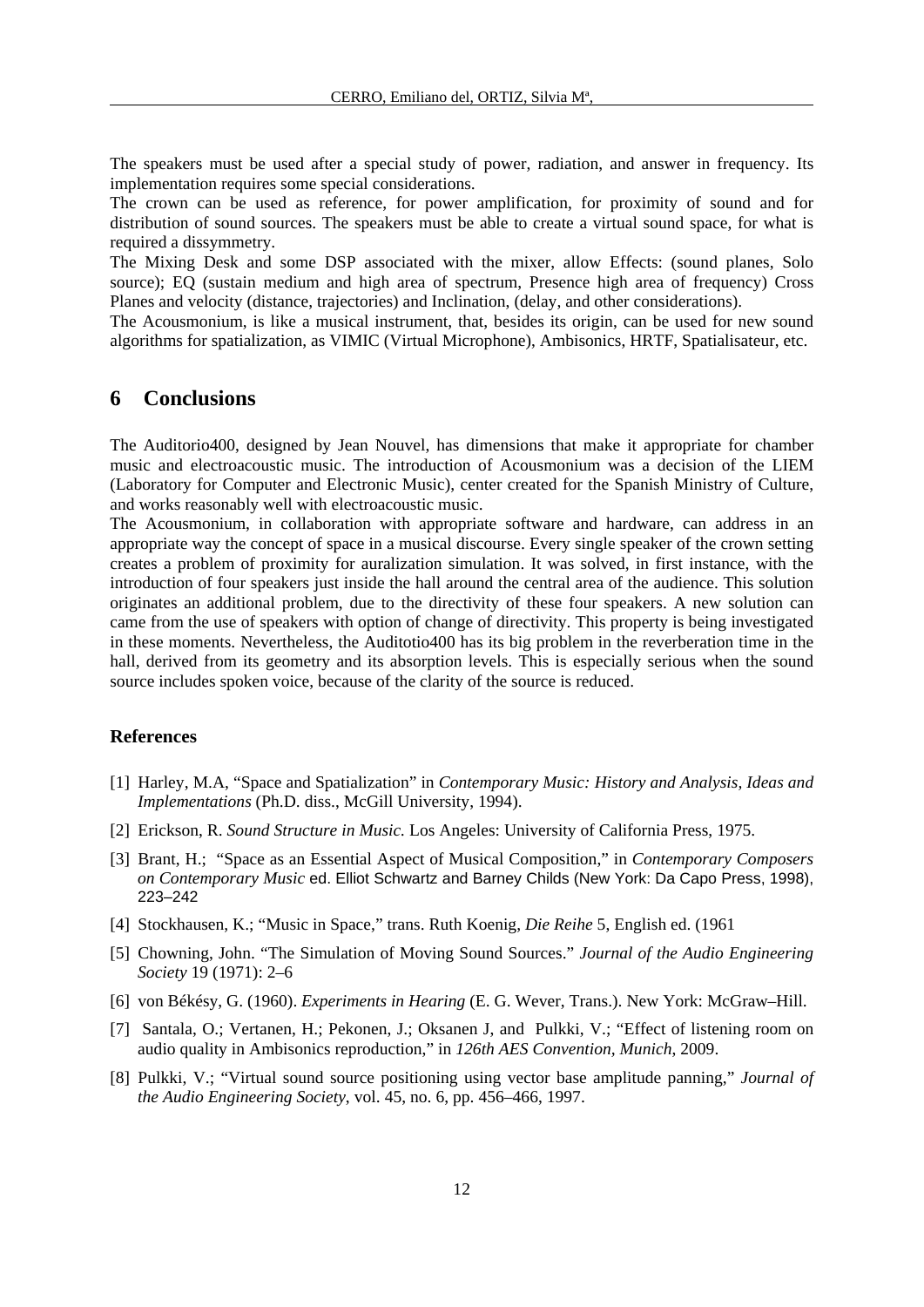The speakers must be used after a special study of power, radiation, and answer in frequency. Its implementation requires some special considerations.

The crown can be used as reference, for power amplification, for proximity of sound and for distribution of sound sources. The speakers must be able to create a virtual sound space, for what is required a dissymmetry.

The Mixing Desk and some DSP associated with the mixer, allow Effects: (sound planes, Solo source); EQ (sustain medium and high area of spectrum, Presence high area of frequency) Cross Planes and velocity (distance, trajectories) and Inclination, (delay, and other considerations).

The Acousmonium, is like a musical instrument, that, besides its origin, can be used for new sound algorithms for spatialization, as VIMIC (Virtual Microphone), Ambisonics, HRTF, Spatialisateur, etc.

## 6 Conclusions

The Auditorio400, designed by Jean Nouvel, has dimensions that make it appropriate for chamber music and electroacoustic music. The introduction of Acousmonium was a decision of the LIEM (Laboratory for Computer and Electronic Music), center created for the Spanish Ministry of Culture, and works reasonably well with electroacoustic music.

The Acousmonium, in collaboration with appropriate software and hardware, can address in an appropriate way the concept of space in a musical discourse. Every single speaker of the crown setting creates a problem of proximity for auralization simulation. It was solved, in first instance, with the introduction of four speakers just inside the hall around the central area of the audience. This solution originates an additional problem, due to the directivity of these four speakers. A new solution can came from the use of speakers with option of change of directivity. This property is being investigated in these moments. Nevertheless, the Auditotio400 has its big problem in the reverberation time in the hall, derived from its geometry and its absorption levels. This is especially serious when the sound source includes spoken voice, because of the clarity of the source is reduced.

### References

[1] Harley, M.A, "Space and Spatialization" in *Contemporary Music: History and Analysis, Ideas and Implementations* (Ph.D. diss., McGill University, 1994).

[2] Erickson, R. *Sound Structure in Music.* Los Angeles: University of California Press, 1975.

[3] Brant, H.; "Space as an Essential Aspect of Musical Composition," in *Contemporary Composers on Contemporary Music* ed. Elliot Schwartz and Barney Childs (New York: Da Capo Press, 1998), 223–242

[4] Stockhausen, K.; "Music in Space," trans. Ruth Koenig, *Die Reihe* 5, English ed. (1961

[5] Chowning, John. "The Simulation of Moving Sound Sources." *Journal of the Audio Engineering Society* 19 (1971): 2–6

[6] von Békésy, G. (1960). *Experiments in Hearing* (E. G. Wever, Trans.). New York: McGraw–Hill.

[7] Santala, O.; Vertanen, H.; Pekonen, J.; Oksanen J, and Pulkki, V.; "Effect of listening room on audio quality in Ambisonics reproduction," in *126th AES Convention, Munich*, 2009.

[8] Pulkki, V.; "Virtual sound source positioning using vector base amplitude panning," *Journal of the Audio Engineering Society*, vol. 45, no. 6, pp. 456–466, 1997.